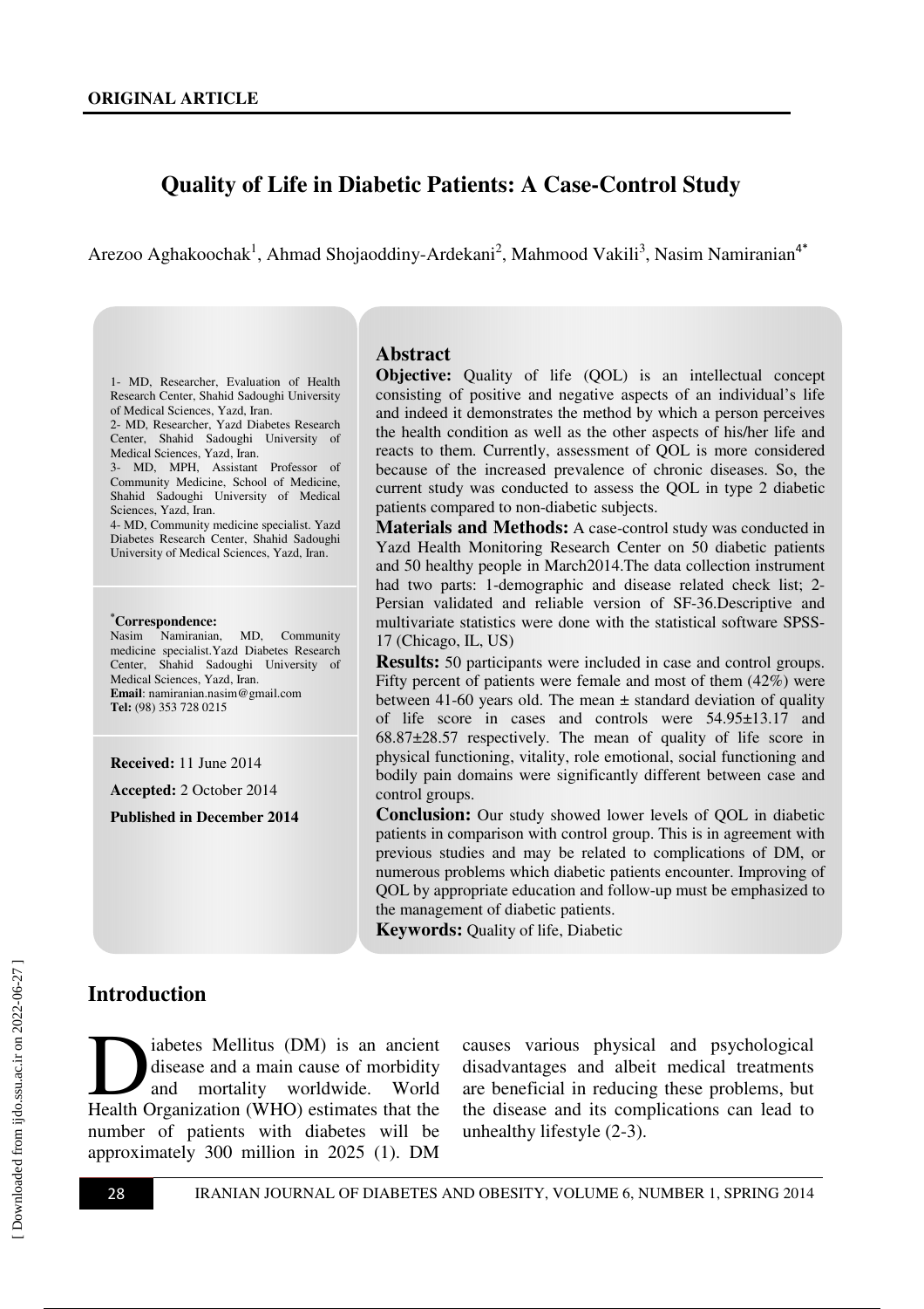**ORIGINAL ARTICLE**

# Quality of Life in Diabetic Patients: A Case-Control Study

Arezoo Aghakoochak[1], Ahmad Shojaoddiny-Ardekani[2], Mahmood Vakili[3], Nasim Namiranian[4*]

1- MD, Researcher, Evaluation of Health Research Center, Shahid Sadoughi University of Medical Sciences, Yazd, Iran.
2- MD, Researcher, Yazd Diabetes Research Center, Shahid Sadoughi University of Medical Sciences, Yazd, Iran.
3- MD, MPH, Assistant Professor of Community Medicine, School of Medicine, Shahid Sadoughi University of Medical Sciences, Yazd, Iran.
4- MD, Community medicine specialist. Yazd Diabetes Research Center, Shahid Sadoughi University of Medical Sciences, Yazd, Iran.

**[*]Correspondence:**
Nasim Namiranian, MD, Community medicine specialist.Yazd Diabetes Research Center, Shahid Sadoughi University of Medical Sciences, Yazd, Iran.
**Email**: namiranian.nasim@gmail.com
**Tel:** (98) 353 728 0215

**Received:** 11 June 2014

**Accepted:** 2 October 2014

**Published in December 2014**

## Abstract

**Objective:** Quality of life (QOL) is an intellectual concept consisting of positive and negative aspects of an individual's life and indeed it demonstrates the method by which a person perceives the health condition as well as the other aspects of his/her life and reacts to them. Currently, assessment of QOL is more considered because of the increased prevalence of chronic diseases. So, the current study was conducted to assess the QOL in type 2 diabetic patients compared to non-diabetic subjects.

**Materials and Methods:** A case-control study was conducted in Yazd Health Monitoring Research Center on 50 diabetic patients and 50 healthy people in March2014.The data collection instrument had two parts: 1-demographic and disease related check list; 2-Persian validated and reliable version of SF-36.Descriptive and multivariate statistics were done with the statistical software SPSS-17 (Chicago, IL, US)

**Results:** 50 participants were included in case and control groups. Fifty percent of patients were female and most of them (42%) were between 41-60 years old. The mean ± standard deviation of quality of life score in cases and controls were 54.95±13.17 and 68.87±28.57 respectively. The mean of quality of life score in physical functioning, vitality, role emotional, social functioning and bodily pain domains were significantly different between case and control groups.

**Conclusion:** Our study showed lower levels of QOL in diabetic patients in comparison with control group. This is in agreement with previous studies and may be related to complications of DM, or numerous problems which diabetic patients encounter. Improving of QOL by appropriate education and follow-up must be emphasized to the management of diabetic patients.

**Keywords:** Quality of life, Diabetic

## Introduction

Diabetes Mellitus (DM) is an ancient disease and a main cause of morbidity and mortality worldwide. World Health Organization (WHO) estimates that the number of patients with diabetes will be approximately 300 million in 2025 (1). DM causes various physical and psychological disadvantages and albeit medical treatments are beneficial in reducing these problems, but the disease and its complications can lead to unhealthy lifestyle (2-3).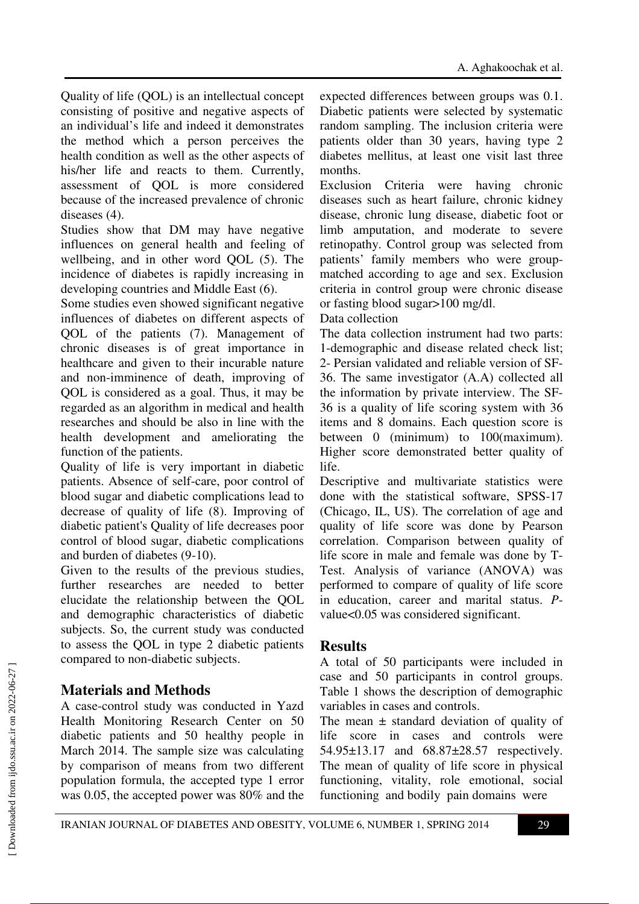Quality of life (QOL) is an intellectual concept consisting of positive and negative aspects of an individual's life and indeed it demonstrates the method which a person perceives the health condition as well as the other aspects of his/her life and reacts to them. Currently, assessment of QOL is more considered because of the increased prevalence of chronic diseases (4).

Studies show that DM may have negative influences on general health and feeling of wellbeing, and in other word QOL (5). The incidence of diabetes is rapidly increasing in developing countries and Middle East (6).

Some studies even showed significant negative influences of diabetes on different aspects of QOL of the patients (7). Management of chronic diseases is of great importance in healthcare and given to their incurable nature and non-imminence of death, improving of QOL is considered as a goal. Thus, it may be regarded as an algorithm in medical and health researches and should be also in line with the health development and ameliorating the function of the patients.

Quality of life is very important in diabetic patients. Absence of self-care, poor control of blood sugar and diabetic complications lead to decrease of quality of life (8). Improving of diabetic patient's Quality of life decreases poor control of blood sugar, diabetic complications and burden of diabetes (9-10).

Given to the results of the previous studies, further researches are needed to better elucidate the relationship between the QOL and demographic characteristics of diabetic subjects. So, the current study was conducted to assess the QOL in type 2 diabetic patients compared to non-diabetic subjects.

## Materials and Methods

A case-control study was conducted in Yazd Health Monitoring Research Center on 50 diabetic patients and 50 healthy people in March 2014. The sample size was calculating by comparison of means from two different population formula, the accepted type 1 error was 0.05, the accepted power was 80% and the expected differences between groups was 0.1. Diabetic patients were selected by systematic random sampling. The inclusion criteria were patients older than 30 years, having type 2 diabetes mellitus, at least one visit last three months.

Exclusion Criteria were having chronic diseases such as heart failure, chronic kidney disease, chronic lung disease, diabetic foot or limb amputation, and moderate to severe retinopathy. Control group was selected from patients' family members who were group-matched according to age and sex. Exclusion criteria in control group were chronic disease or fasting blood sugar>100 mg/dl.

Data collection

The data collection instrument had two parts: 1-demographic and disease related check list; 2- Persian validated and reliable version of SF-36. The same investigator (A.A) collected all the information by private interview. The SF-36 is a quality of life scoring system with 36 items and 8 domains. Each question score is between 0 (minimum) to 100(maximum). Higher score demonstrated better quality of life.

Descriptive and multivariate statistics were done with the statistical software, SPSS-17 (Chicago, IL, US). The correlation of age and quality of life score was done by Pearson correlation. Comparison between quality of life score in male and female was done by T-Test. Analysis of variance (ANOVA) was performed to compare of quality of life score in education, career and marital status. *P*-value<0.05 was considered significant.

## Results

A total of 50 participants were included in case and 50 participants in control groups. Table 1 shows the description of demographic variables in cases and controls.

The mean ± standard deviation of quality of life score in cases and controls were 54.95±13.17 and 68.87±28.57 respectively. The mean of quality of life score in physical functioning, vitality, role emotional, social functioning and bodily pain domains were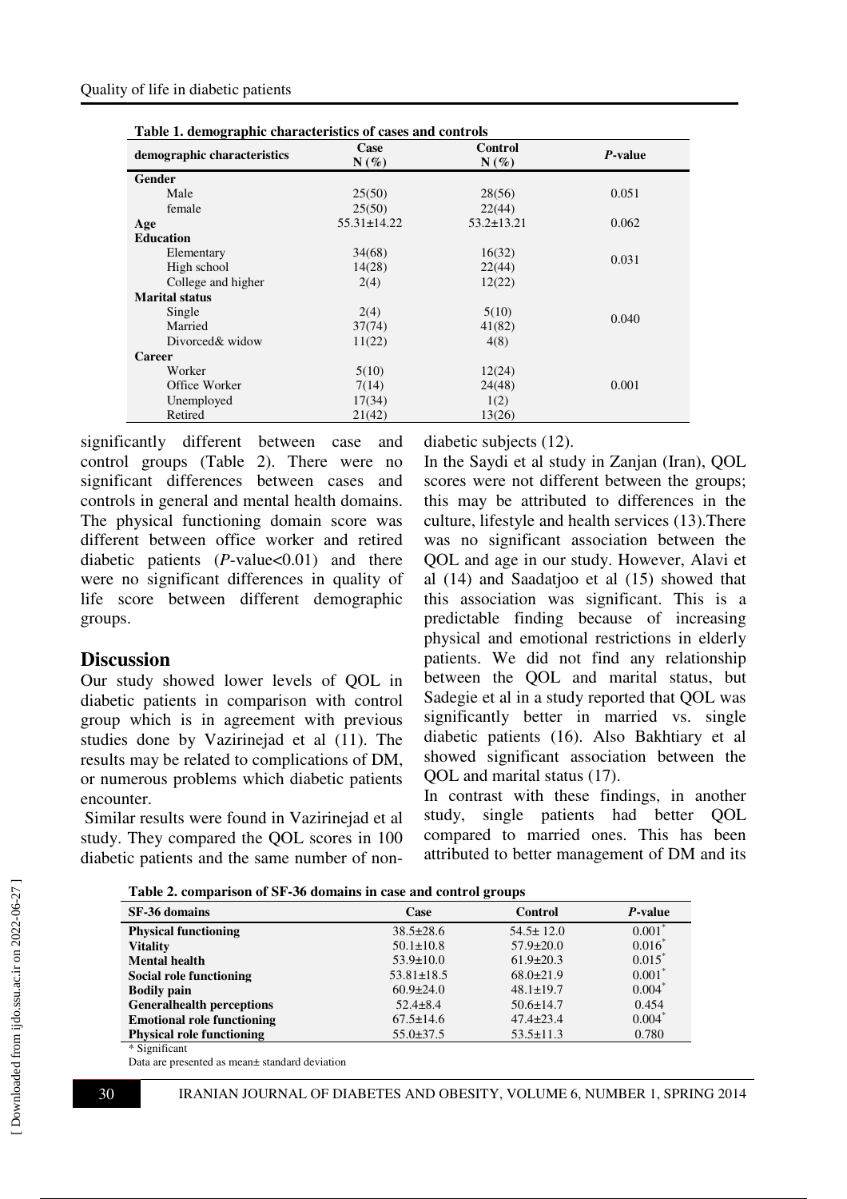**Table 1. demographic characteristics of cases and controls**

| demographic characteristics | Case N (%) | Control N (%) | *P*-value |
|---|---|---|---|
| **Gender** | | | |
| Male | 25(50) | 28(56) | 0.051 |
| female | 25(50) | 22(44) | |
| **Age** | 55.31±14.22 | 53.2±13.21 | 0.062 |
| **Education** | | | |
| Elementary | 34(68) | 16(32) | 0.031 |
| High school | 14(28) | 22(44) | |
| College and higher | 2(4) | 12(22) | |
| **Marital status** | | | |
| Single | 2(4) | 5(10) | 0.040 |
| Married | 37(74) | 41(82) | |
| Divorced& widow | 11(22) | 4(8) | |
| **Career** | | | |
| Worker | 5(10) | 12(24) | 0.001 |
| Office Worker | 7(14) | 24(48) | |
| Unemployed | 17(34) | 1(2) | |
| Retired | 21(42) | 13(26) | |

significantly different between case and control groups (Table 2). There were no significant differences between cases and controls in general and mental health domains. The physical functioning domain score was different between office worker and retired diabetic patients (*P*-value<0.01) and there were no significant differences in quality of life score between different demographic groups.

## Discussion

Our study showed lower levels of QOL in diabetic patients in comparison with control group which is in agreement with previous studies done by Vazirinejad et al (11). The results may be related to complications of DM, or numerous problems which diabetic patients encounter.

Similar results were found in Vazirinejad et al study. They compared the QOL scores in 100 diabetic patients and the same number of non-diabetic subjects (12).

In the Saydi et al study in Zanjan (Iran), QOL scores were not different between the groups; this may be attributed to differences in the culture, lifestyle and health services (13).There was no significant association between the QOL and age in our study. However, Alavi et al (14) and Saadatjoo et al (15) showed that this association was significant. This is a predictable finding because of increasing physical and emotional restrictions in elderly patients. We did not find any relationship between the QOL and marital status, but Sadegie et al in a study reported that QOL was significantly better in married vs. single diabetic patients (16). Also Bakhtiary et al showed significant association between the QOL and marital status (17).

In contrast with these findings, in another study, single patients had better QOL compared to married ones. This has been attributed to better management of DM and its

**Table 2. comparison of SF-36 domains in case and control groups**

| SF-36 domains | Case | Control | *P*-value |
|---|---|---|---|
| **Physical functioning** | 38.5±28.6 | 54.5± 12.0 | 0.001* |
| **Vitality** | 50.1±10.8 | 57.9±20.0 | 0.016* |
| **Mental health** | 53.9±10.0 | 61.9±20.3 | 0.015* |
| **Social role functioning** | 53.81±18.5 | 68.0±21.9 | 0.001* |
| **Bodily pain** | 60.9±24.0 | 48.1±19.7 | 0.004* |
| **Generalhealth perceptions** | 52.4±8.4 | 50.6±14.7 | 0.454 |
| **Emotional role functioning** | 67.5±14.6 | 47.4±23.4 | 0.004* |
| **Physical role functioning** | 55.0±37.5 | 53.5±11.3 | 0.780 |

\* Significant

Data are presented as mean± standard deviation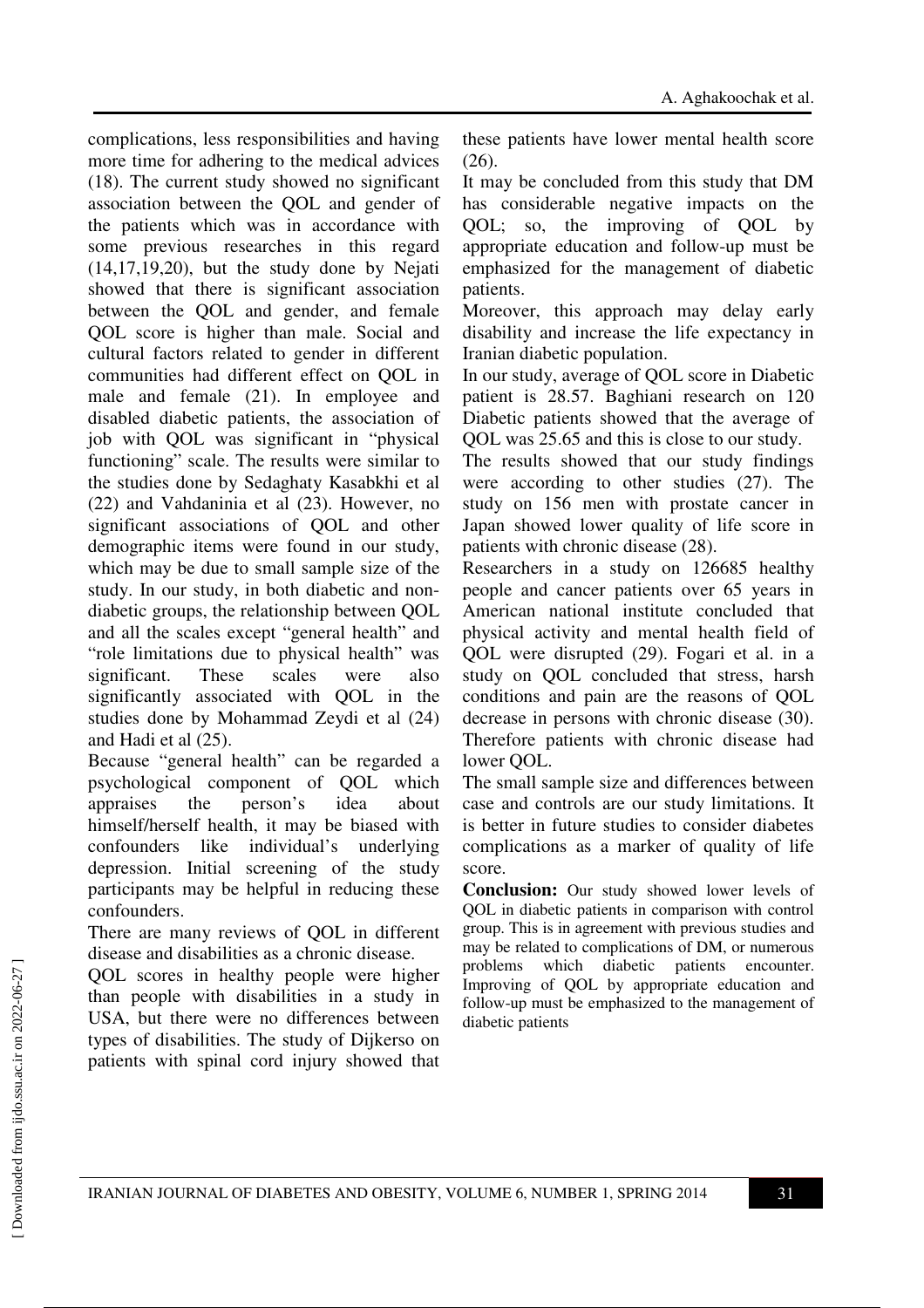complications, less responsibilities and having more time for adhering to the medical advices (18). The current study showed no significant association between the QOL and gender of the patients which was in accordance with some previous researches in this regard (14,17,19,20), but the study done by Nejati showed that there is significant association between the QOL and gender, and female QOL score is higher than male. Social and cultural factors related to gender in different communities had different effect on QOL in male and female (21). In employee and disabled diabetic patients, the association of job with QOL was significant in "physical functioning" scale. The results were similar to the studies done by Sedaghaty Kasabkhi et al (22) and Vahdaninia et al (23). However, no significant associations of QOL and other demographic items were found in our study, which may be due to small sample size of the study. In our study, in both diabetic and non-diabetic groups, the relationship between QOL and all the scales except "general health" and "role limitations due to physical health" was significant. These scales were also significantly associated with QOL in the studies done by Mohammad Zeydi et al (24) and Hadi et al (25).

Because "general health" can be regarded a psychological component of QOL which appraises the person's idea about himself/herself health, it may be biased with confounders like individual's underlying depression. Initial screening of the study participants may be helpful in reducing these confounders.

There are many reviews of QOL in different disease and disabilities as a chronic disease.

QOL scores in healthy people were higher than people with disabilities in a study in USA, but there were no differences between types of disabilities. The study of Dijkerso on patients with spinal cord injury showed that these patients have lower mental health score (26).

It may be concluded from this study that DM has considerable negative impacts on the QOL; so, the improving of QOL by appropriate education and follow-up must be emphasized for the management of diabetic patients.

Moreover, this approach may delay early disability and increase the life expectancy in Iranian diabetic population.

In our study, average of QOL score in Diabetic patient is 28.57. Baghiani research on 120 Diabetic patients showed that the average of QOL was 25.65 and this is close to our study.

The results showed that our study findings were according to other studies (27). The study on 156 men with prostate cancer in Japan showed lower quality of life score in patients with chronic disease (28).

Researchers in a study on 126685 healthy people and cancer patients over 65 years in American national institute concluded that physical activity and mental health field of QOL were disrupted (29). Fogari et al. in a study on QOL concluded that stress, harsh conditions and pain are the reasons of QOL decrease in persons with chronic disease (30). Therefore patients with chronic disease had lower QOL.

The small sample size and differences between case and controls are our study limitations. It is better in future studies to consider diabetes complications as a marker of quality of life score.

**Conclusion:** Our study showed lower levels of QOL in diabetic patients in comparison with control group. This is in agreement with previous studies and may be related to complications of DM, or numerous problems which diabetic patients encounter. Improving of QOL by appropriate education and follow-up must be emphasized to the management of diabetic patients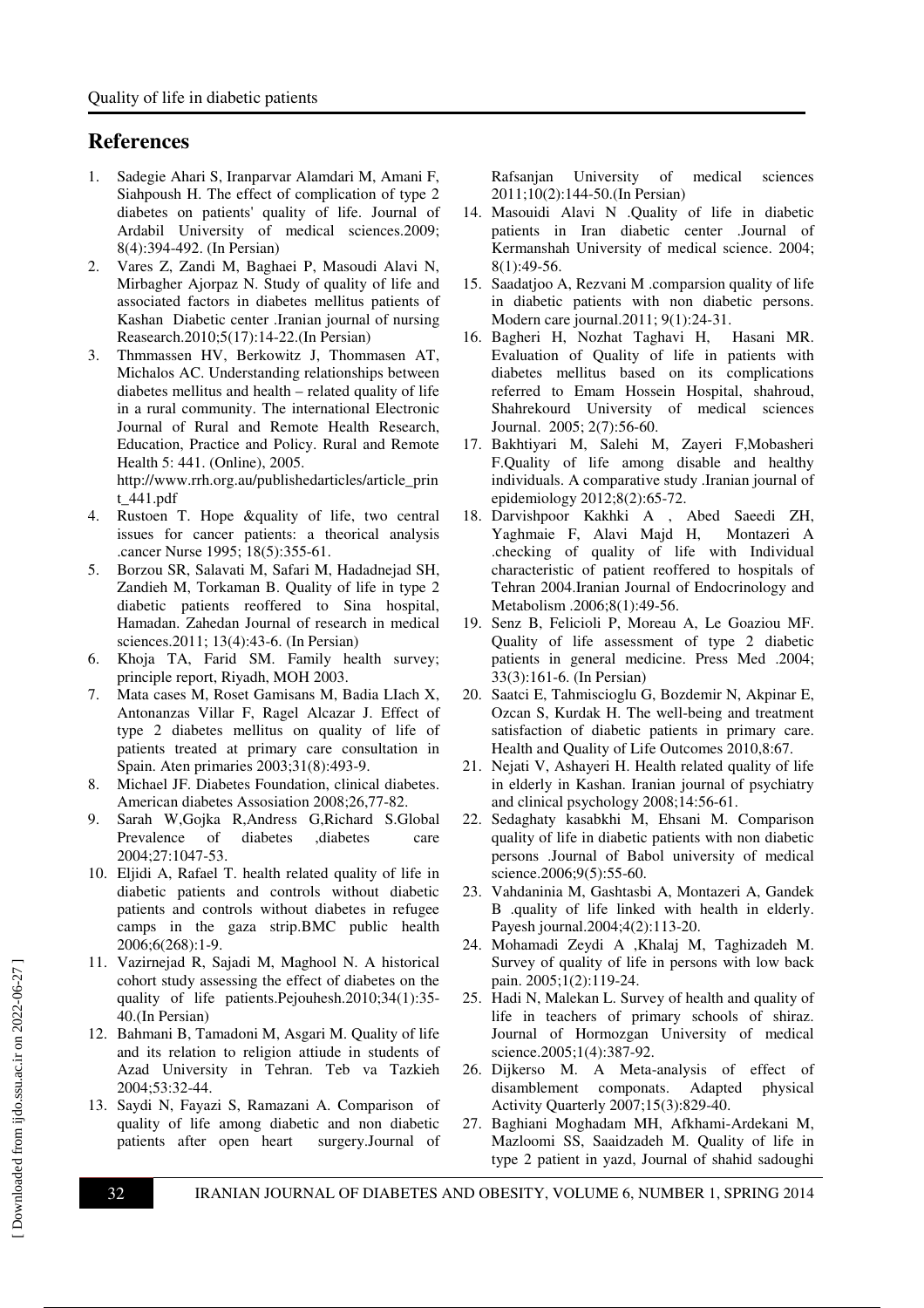## References

1. Sadegie Ahari S, Iranparvar Alamdari M, Amani F, Siahpoush H. The effect of complication of type 2 diabetes on patients' quality of life. Journal of Ardabil University of medical sciences.2009; 8(4):394-492. (In Persian)
2. Vares Z, Zandi M, Baghaei P, Masoudi Alavi N, Mirbagher Ajorpaz N. Study of quality of life and associated factors in diabetes mellitus patients of Kashan Diabetic center .Iranian journal of nursing Reasearch.2010;5(17):14-22.(In Persian)
3. Thmmassen HV, Berkowitz J, Thommasen AT, Michalos AC. Understanding relationships between diabetes mellitus and health – related quality of life in a rural community. The international Electronic Journal of Rural and Remote Health Research, Education, Practice and Policy. Rural and Remote Health 5: 441. (Online), 2005. http://www.rrh.org.au/publishedarticles/article_print_441.pdf
4. Rustoen T. Hope &quality of life, two central issues for cancer patients: a theorical analysis .cancer Nurse 1995; 18(5):355-61.
5. Borzou SR, Salavati M, Safari M, Hadadnejad SH, Zandieh M, Torkaman B. Quality of life in type 2 diabetic patients reoffered to Sina hospital, Hamadan. Zahedan Journal of research in medical sciences.2011; 13(4):43-6. (In Persian)
6. Khoja TA, Farid SM. Family health survey; principle report, Riyadh, MOH 2003.
7. Mata cases M, Roset Gamisans M, Badia LIach X, Antonanzas Villar F, Ragel Alcazar J. Effect of type 2 diabetes mellitus on quality of life of patients treated at primary care consultation in Spain. Aten primaries 2003;31(8):493-9.
8. Michael JF. Diabetes Foundation, clinical diabetes. American diabetes Assosiation 2008;26,77-82.
9. Sarah W,Gojka R,Andress G,Richard S.Global Prevalence of diabetes ,diabetes care 2004;27:1047-53.
10. Eljidi A, Rafael T. health related quality of life in diabetic patients and controls without diabetic patients and controls without diabetes in refugee camps in the gaza strip.BMC public health 2006;6(268):1-9.
11. Vazirnejad R, Sajadi M, Maghool N. A historical cohort study assessing the effect of diabetes on the quality of life patients.Pejouhesh.2010;34(1):35-40.(In Persian)
12. Bahmani B, Tamadoni M, Asgari M. Quality of life and its relation to religion attiude in students of Azad University in Tehran. Teb va Tazkieh 2004;53:32-44.
13. Saydi N, Fayazi S, Ramazani A. Comparison of quality of life among diabetic and non diabetic patients after open heart surgery.Journal of Rafsanjan University of medical sciences 2011;10(2):144-50.(In Persian)
14. Masouidi Alavi N .Quality of life in diabetic patients in Iran diabetic center .Journal of Kermanshah University of medical science. 2004; 8(1):49-56.
15. Saadatjoo A, Rezvani M .comparsion quality of life in diabetic patients with non diabetic persons. Modern care journal.2011; 9(1):24-31.
16. Bagheri H, Nozhat Taghavi H, Hasani MR. Evaluation of Quality of life in patients with diabetes mellitus based on its complications referred to Emam Hossein Hospital, shahroud, Shahrekourd University of medical sciences Journal. 2005; 2(7):56-60.
17. Bakhtiyari M, Salehi M, Zayeri F,Mobasheri F.Quality of life among disable and healthy individuals. A comparative study .Iranian journal of epidemiology 2012;8(2):65-72.
18. Darvishpoor Kakhki A , Abed Saeedi ZH, Yaghmaie F, Alavi Majd H, Montazeri A .checking of quality of life with Individual characteristic of patient reoffered to hospitals of Tehran 2004.Iranian Journal of Endocrinology and Metabolism .2006;8(1):49-56.
19. Senz B, Felicioli P, Moreau A, Le Goaziou MF. Quality of life assessment of type 2 diabetic patients in general medicine. Press Med .2004; 33(3):161-6. (In Persian)
20. Saatci E, Tahmiscioglu G, Bozdemir N, Akpinar E, Ozcan S, Kurdak H. The well-being and treatment satisfaction of diabetic patients in primary care. Health and Quality of Life Outcomes 2010,8:67.
21. Nejati V, Ashayeri H. Health related quality of life in elderly in Kashan. Iranian journal of psychiatry and clinical psychology 2008;14:56-61.
22. Sedaghaty kasabkhi M, Ehsani M. Comparison quality of life in diabetic patients with non diabetic persons .Journal of Babol university of medical science.2006;9(5):55-60.
23. Vahdaninia M, Gashtasbi A, Montazeri A, Gandek B .quality of life linked with health in elderly. Payesh journal.2004;4(2):113-20.
24. Mohamadi Zeydi A ,Khalaj M, Taghizadeh M. Survey of quality of life in persons with low back pain. 2005;1(2):119-24.
25. Hadi N, Malekan L. Survey of health and quality of life in teachers of primary schools of shiraz. Journal of Hormozgan University of medical science.2005;1(4):387-92.
26. Dijkerso M. A Meta-analysis of effect of disamblement componats. Adapted physical Activity Quarterly 2007;15(3):829-40.
27. Baghiani Moghadam MH, Afkhami-Ardekani M, Mazloomi SS, Saaidzadeh M. Quality of life in type 2 patient in yazd, Journal of shahid sadoughi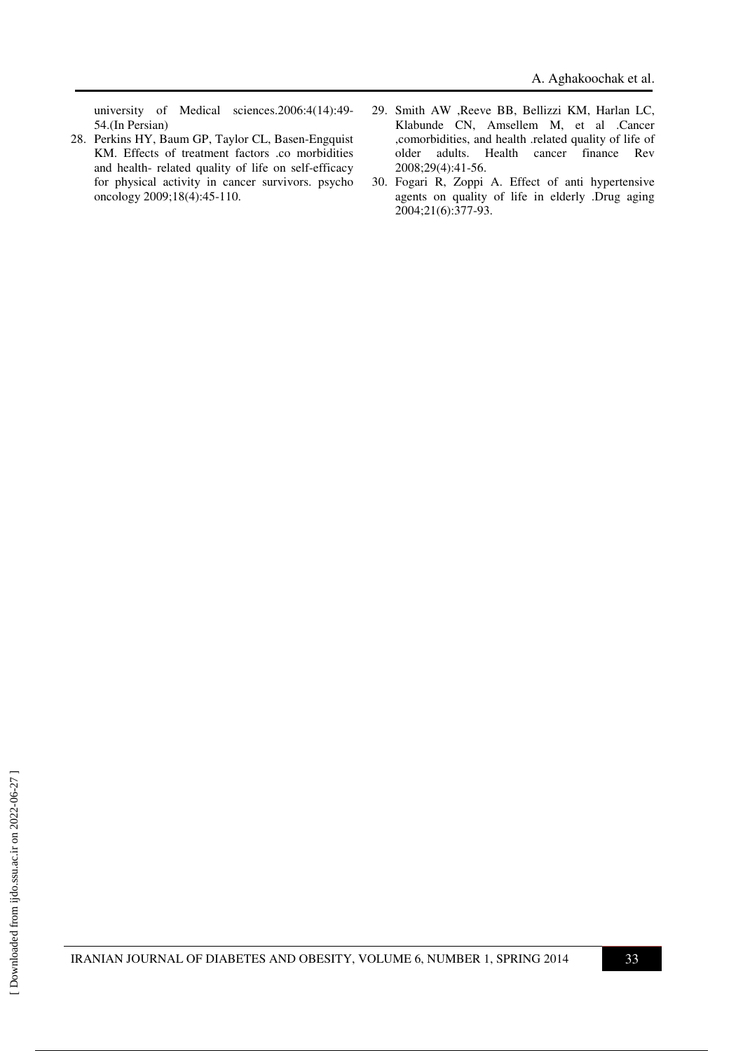university of Medical sciences.2006:4(14):49-54.(In Persian)

28. Perkins HY, Baum GP, Taylor CL, Basen-Engquist KM. Effects of treatment factors .co morbidities and health- related quality of life on self-efficacy for physical activity in cancer survivors. psycho oncology 2009;18(4):45-110.
29. Smith AW ,Reeve BB, Bellizzi KM, Harlan LC, Klabunde CN, Amsellem M, et al .Cancer ,comorbidities, and health .related quality of life of older adults. Health cancer finance Rev 2008;29(4):41-56.
30. Fogari R, Zoppi A. Effect of anti hypertensive agents on quality of life in elderly .Drug aging 2004;21(6):377-93.